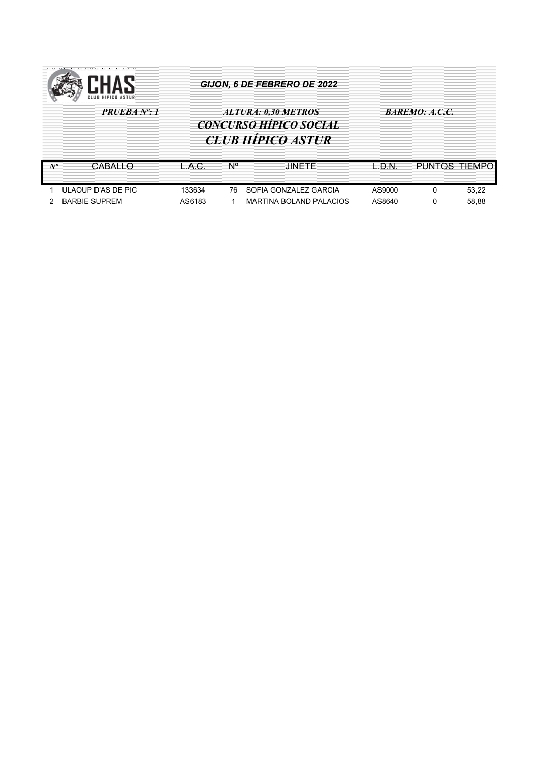CHAS
CLUB HIPICO ASTUR

**GIJON, 6 DE FEBRERO DE 2022**

***PRUEBA Nº: 1*** ***ALTURA: 0,30 METROS*** ***BAREMO: A.C.C.***

## *CONCURSO HÍPICO SOCIAL*

## *CLUB HÍPICO ASTUR*

| Nº | CABALLO | L.A.C. | Nº | JINETE | L.D.N. | PUNTOS | TIEMPO |
|---|---|---|---|---|---|---|---|
| 1 | ULAOUP D'AS DE PIC | 133634 | 76 | SOFIA GONZALEZ GARCIA | AS9000 | 0 | 53,22 |
| 2 | BARBIE SUPREM | AS6183 | 1 | MARTINA BOLAND PALACIOS | AS8640 | 0 | 58,88 |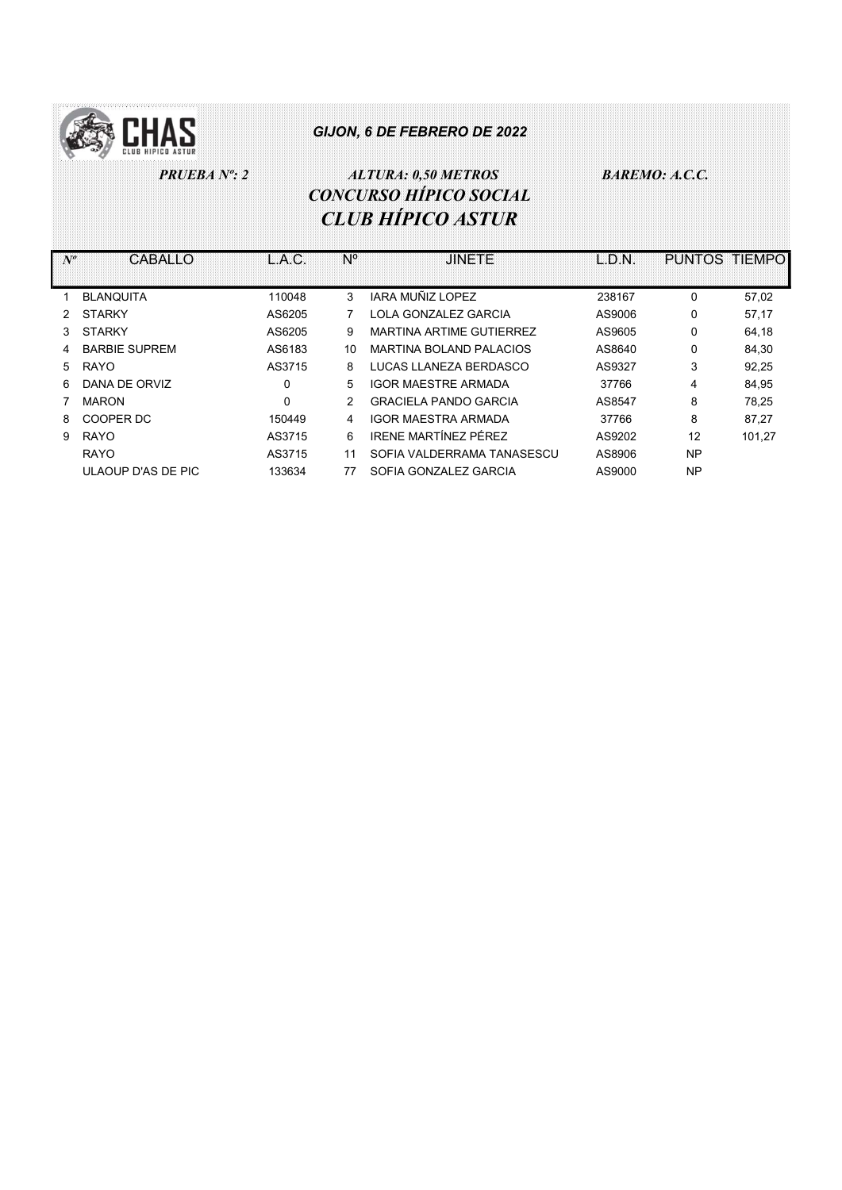CHAS CLUB HIPICO ASTUR

***GIJON, 6 DE FEBRERO DE 2022***

***PRUEBA Nº: 2*** ***ALTURA: 0,50 METROS*** ***BAREMO: A.C.C.***

# *CONCURSO HÍPICO SOCIAL*
# *CLUB HÍPICO ASTUR*

| Nº | CABALLO | L.A.C. | Nº | JINETE | L.D.N. | PUNTOS | TIEMPO |
|---|---|---|---|---|---|---|---|
| 1 | BLANQUITA | 110048 | 3 | IARA MUÑIZ LOPEZ | 238167 | 0 | 57,02 |
| 2 | STARKY | AS6205 | 7 | LOLA GONZALEZ GARCIA | AS9006 | 0 | 57,17 |
| 3 | STARKY | AS6205 | 9 | MARTINA ARTIME GUTIERREZ | AS9605 | 0 | 64,18 |
| 4 | BARBIE SUPREM | AS6183 | 10 | MARTINA BOLAND PALACIOS | AS8640 | 0 | 84,30 |
| 5 | RAYO | AS3715 | 8 | LUCAS LLANEZA BERDASCO | AS9327 | 3 | 92,25 |
| 6 | DANA DE ORVIZ | 0 | 5 | IGOR MAESTRE ARMADA | 37766 | 4 | 84,95 |
| 7 | MARON | 0 | 2 | GRACIELA PANDO GARCIA | AS8547 | 8 | 78,25 |
| 8 | COOPER DC | 150449 | 4 | IGOR MAESTRA ARMADA | 37766 | 8 | 87,27 |
| 9 | RAYO | AS3715 | 6 | IRENE MARTÍNEZ PÉREZ | AS9202 | 12 | 101,27 |
| | RAYO | AS3715 | 11 | SOFIA VALDERRAMA TANASESCU | AS8906 | NP | |
| | ULAOUP D'AS DE PIC | 133634 | 77 | SOFIA GONZALEZ GARCIA | AS9000 | NP | |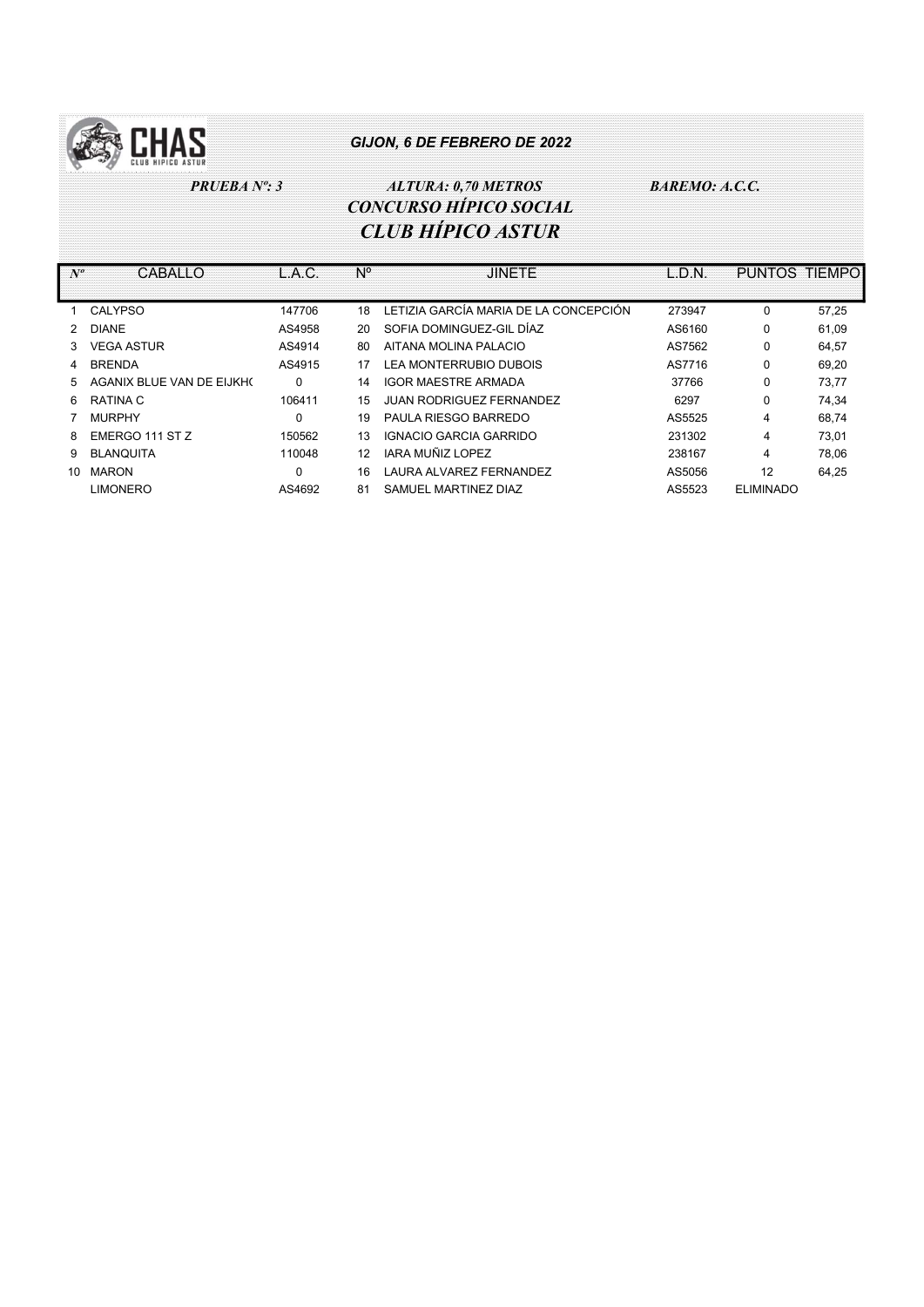**GIJON, 6 DE FEBRERO DE 2022**

*PRUEBA Nº: 3* *ALTURA: 0,70 METROS* *BAREMO: A.C.C.*

## *CONCURSO HÍPICO SOCIAL*

## *CLUB HÍPICO ASTUR*

| Nº | CABALLO | L.A.C. | Nº | JINETE | L.D.N. | PUNTOS | TIEMPO |
|---|---|---|---|---|---|---|---|
| 1 | CALYPSO | 147706 | 18 | LETIZIA GARCÍA MARIA DE LA CONCEPCIÓN | 273947 | 0 | 57,25 |
| 2 | DIANE | AS4958 | 20 | SOFIA DOMINGUEZ-GIL DÍAZ | AS6160 | 0 | 61,09 |
| 3 | VEGA ASTUR | AS4914 | 80 | AITANA MOLINA PALACIO | AS7562 | 0 | 64,57 |
| 4 | BRENDA | AS4915 | 17 | LEA MONTERRUBIO DUBOIS | AS7716 | 0 | 69,20 |
| 5 | AGANIX BLUE VAN DE EIJKH( | 0 | 14 | IGOR MAESTRE ARMADA | 37766 | 0 | 73,77 |
| 6 | RATINA C | 106411 | 15 | JUAN RODRIGUEZ FERNANDEZ | 6297 | 0 | 74,34 |
| 7 | MURPHY | 0 | 19 | PAULA RIESGO BARREDO | AS5525 | 4 | 68,74 |
| 8 | EMERGO 111 ST Z | 150562 | 13 | IGNACIO GARCIA GARRIDO | 231302 | 4 | 73,01 |
| 9 | BLANQUITA | 110048 | 12 | IARA MUÑIZ LOPEZ | 238167 | 4 | 78,06 |
| 10 | MARON | 0 | 16 | LAURA ALVAREZ FERNANDEZ | AS5056 | 12 | 64,25 |
| | LIMONERO | AS4692 | 81 | SAMUEL MARTINEZ DIAZ | AS5523 | ELIMINADO | |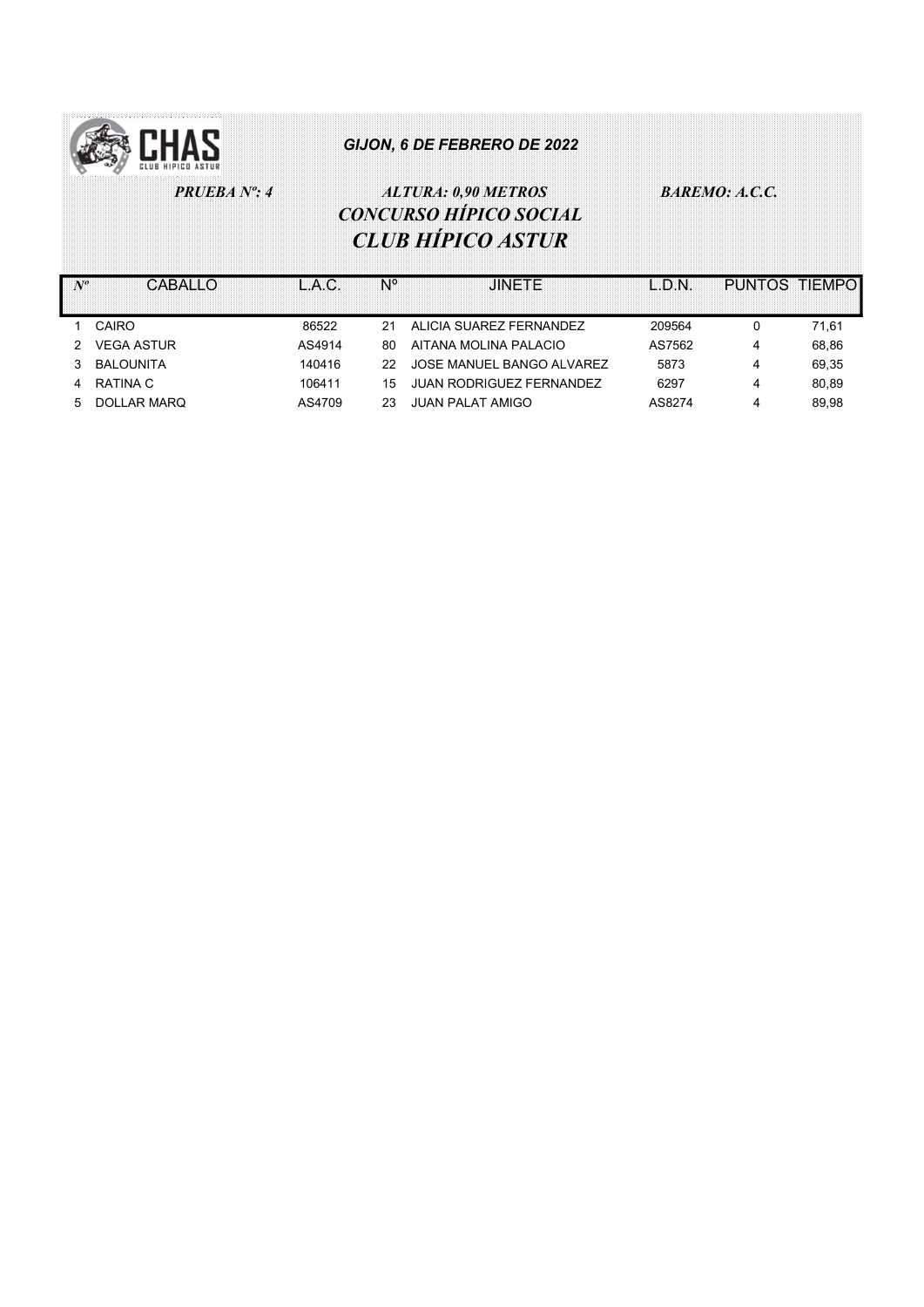CHAS CLUB HIPICO ASTUR

*GIJON, 6 DE FEBRERO DE 2022*

***PRUEBA Nº: 4*** ***ALTURA: 0,90 METROS*** ***BAREMO: A.C.C.***

## *CONCURSO HÍPICO SOCIAL*

## *CLUB HÍPICO ASTUR*

| Nº | CABALLO | L.A.C. | Nº | JINETE | L.D.N. | PUNTOS | TIEMPO |
|---|---|---|---|---|---|---|---|
| 1 | CAIRO | 86522 | 21 | ALICIA SUAREZ FERNANDEZ | 209564 | 0 | 71,61 |
| 2 | VEGA ASTUR | AS4914 | 80 | AITANA MOLINA PALACIO | AS7562 | 4 | 68,86 |
| 3 | BALOUNITA | 140416 | 22 | JOSE MANUEL BANGO ALVAREZ | 5873 | 4 | 69,35 |
| 4 | RATINA C | 106411 | 15 | JUAN RODRIGUEZ FERNANDEZ | 6297 | 4 | 80,89 |
| 5 | DOLLAR MARQ | AS4709 | 23 | JUAN PALAT AMIGO | AS8274 | 4 | 89,98 |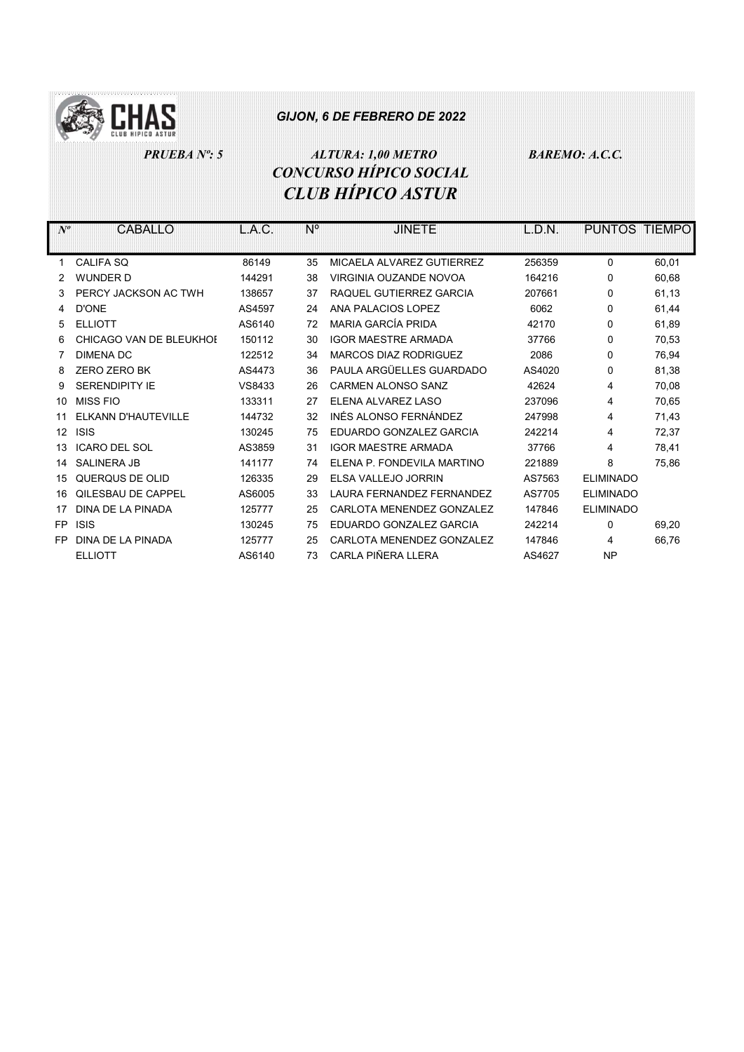GIJON, 6 DE FEBRERO DE 2022

*PRUEBA Nº: 5* *ALTURA: 1,00 METRO* *BAREMO: A.C.C.*

# *CONCURSO HÍPICO SOCIAL*
# *CLUB HÍPICO ASTUR*

| Nº | CABALLO | L.A.C. | Nº | JINETE | L.D.N. | PUNTOS | TIEMPO |
|---|---|---|---|---|---|---|---|
| 1 | CALIFA SQ | 86149 | 35 | MICAELA ALVAREZ GUTIERREZ | 256359 | 0 | 60,01 |
| 2 | WUNDER D | 144291 | 38 | VIRGINIA OUZANDE NOVOA | 164216 | 0 | 60,68 |
| 3 | PERCY JACKSON AC TWH | 138657 | 37 | RAQUEL GUTIERREZ GARCIA | 207661 | 0 | 61,13 |
| 4 | D'ONE | AS4597 | 24 | ANA PALACIOS LOPEZ | 6062 | 0 | 61,44 |
| 5 | ELLIOTT | AS6140 | 72 | MARIA GARCÍA PRIDA | 42170 | 0 | 61,89 |
| 6 | CHICAGO VAN DE BLEUKHOI | 150112 | 30 | IGOR MAESTRE ARMADA | 37766 | 0 | 70,53 |
| 7 | DIMENA DC | 122512 | 34 | MARCOS DIAZ RODRIGUEZ | 2086 | 0 | 76,94 |
| 8 | ZERO ZERO BK | AS4473 | 36 | PAULA ARGÜELLES GUARDADO | AS4020 | 0 | 81,38 |
| 9 | SERENDIPITY IE | VS8433 | 26 | CARMEN ALONSO SANZ | 42624 | 4 | 70,08 |
| 10 | MISS FIO | 133311 | 27 | ELENA ALVAREZ LASO | 237096 | 4 | 70,65 |
| 11 | ELKANN D'HAUTEVILLE | 144732 | 32 | INÉS ALONSO FERNÁNDEZ | 247998 | 4 | 71,43 |
| 12 | ISIS | 130245 | 75 | EDUARDO GONZALEZ GARCIA | 242214 | 4 | 72,37 |
| 13 | ICARO DEL SOL | AS3859 | 31 | IGOR MAESTRE ARMADA | 37766 | 4 | 78,41 |
| 14 | SALINERA JB | 141177 | 74 | ELENA P. FONDEVILA MARTINO | 221889 | 8 | 75,86 |
| 15 | QUERQUS DE OLID | 126335 | 29 | ELSA VALLEJO JORRIN | AS7563 | ELIMINADO | |
| 16 | QILESBAU DE CAPPEL | AS6005 | 33 | LAURA FERNANDEZ FERNANDEZ | AS7705 | ELIMINADO | |
| 17 | DINA DE LA PINADA | 125777 | 25 | CARLOTA MENENDEZ GONZALEZ | 147846 | ELIMINADO | |
| FP | ISIS | 130245 | 75 | EDUARDO GONZALEZ GARCIA | 242214 | 0 | 69,20 |
| FP | DINA DE LA PINADA | 125777 | 25 | CARLOTA MENENDEZ GONZALEZ | 147846 | 4 | 66,76 |
| | ELLIOTT | AS6140 | 73 | CARLA PIÑERA LLERA | AS4627 | NP | |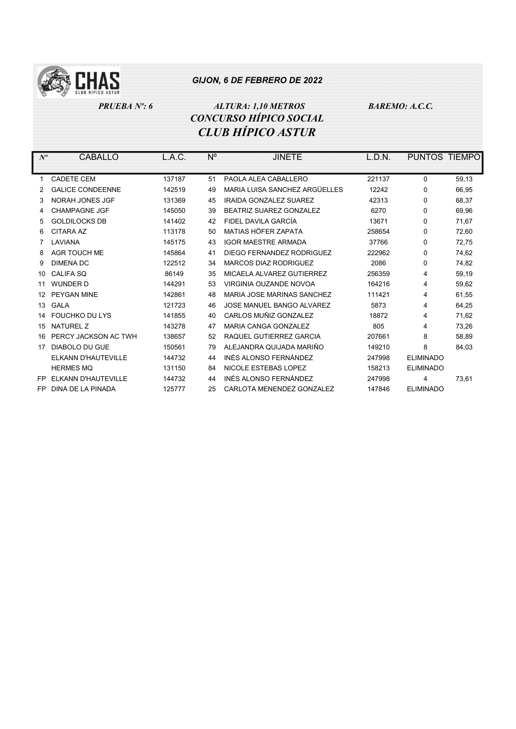CHAS CLUB HIPICO ASTUR

*GIJON, 6 DE FEBRERO DE 2022*

***PRUEBA Nº: 6*** ***ALTURA: 1,10 METROS*** ***BAREMO: A.C.C.***

## *CONCURSO HÍPICO SOCIAL*

## *CLUB HÍPICO ASTUR*

| Nº | CABALLO | L.A.C. | Nº | JINETE | L.D.N. | PUNTOS | TIEMPO |
|---|---|---|---|---|---|---|---|
| 1 | CADETE CEM | 137187 | 51 | PAOLA ALEA CABALLERO | 221137 | 0 | 59,13 |
| 2 | GALICE CONDEENNE | 142519 | 49 | MARIA LUISA SANCHEZ ARGÜELLES | 12242 | 0 | 66,95 |
| 3 | NORAH JONES JGF | 131369 | 45 | IRAIDA GONZALEZ SUAREZ | 42313 | 0 | 68,37 |
| 4 | CHAMPAGNE JGF | 145050 | 39 | BEATRIZ SUAREZ GONZALEZ | 6270 | 0 | 69,96 |
| 5 | GOLDILOCKS DB | 141402 | 42 | FIDEL DAVILA GARCÍA | 13671 | 0 | 71,67 |
| 6 | CITARA AZ | 113178 | 50 | MATIAS HÖFER ZAPATA | 258654 | 0 | 72,60 |
| 7 | LAVIANA | 145175 | 43 | IGOR MAESTRE ARMADA | 37766 | 0 | 72,75 |
| 8 | AGR TOUCH ME | 145864 | 41 | DIEGO FERNANDEZ RODRIGUEZ | 222962 | 0 | 74,62 |
| 9 | DIMENA DC | 122512 | 34 | MARCOS DIAZ RODRIGUEZ | 2086 | 0 | 74,82 |
| 10 | CALIFA SQ | 86149 | 35 | MICAELA ALVAREZ GUTIERREZ | 256359 | 4 | 59,19 |
| 11 | WUNDER D | 144291 | 53 | VIRGINIA OUZANDE NOVOA | 164216 | 4 | 59,62 |
| 12 | PEYGAN MINE | 142861 | 48 | MARIA JOSE MARINAS SANCHEZ | 111421 | 4 | 61,55 |
| 13 | GALA | 121723 | 46 | JOSE MANUEL BANGO ALVAREZ | 5873 | 4 | 64,25 |
| 14 | FOUCHKO DU LYS | 141855 | 40 | CARLOS MUÑIZ GONZALEZ | 18872 | 4 | 71,62 |
| 15 | NATUREL Z | 143278 | 47 | MARIA CANGA GONZALEZ | 805 | 4 | 73,26 |
| 16 | PERCY JACKSON AC TWH | 138657 | 52 | RAQUEL GUTIERREZ GARCIA | 207661 | 8 | 58,89 |
| 17 | DIABOLO DU GUE | 150561 | 79 | ALEJANDRA QUIJADA MARIÑO | 149210 | 8 | 84,03 |
| | ELKANN D'HAUTEVILLE | 144732 | 44 | INÉS ALONSO FERNÁNDEZ | 247998 | ELIMINADO | |
| | HERMES MQ | 131150 | 84 | NICOLE ESTEBAS LOPEZ | 158213 | ELIMINADO | |
| FP | ELKANN D'HAUTEVILLE | 144732 | 44 | INÉS ALONSO FERNÁNDEZ | 247998 | 4 | 73,61 |
| FP | DINA DE LA PINADA | 125777 | 25 | CARLOTA MENENDEZ GONZALEZ | 147846 | ELIMINADO | |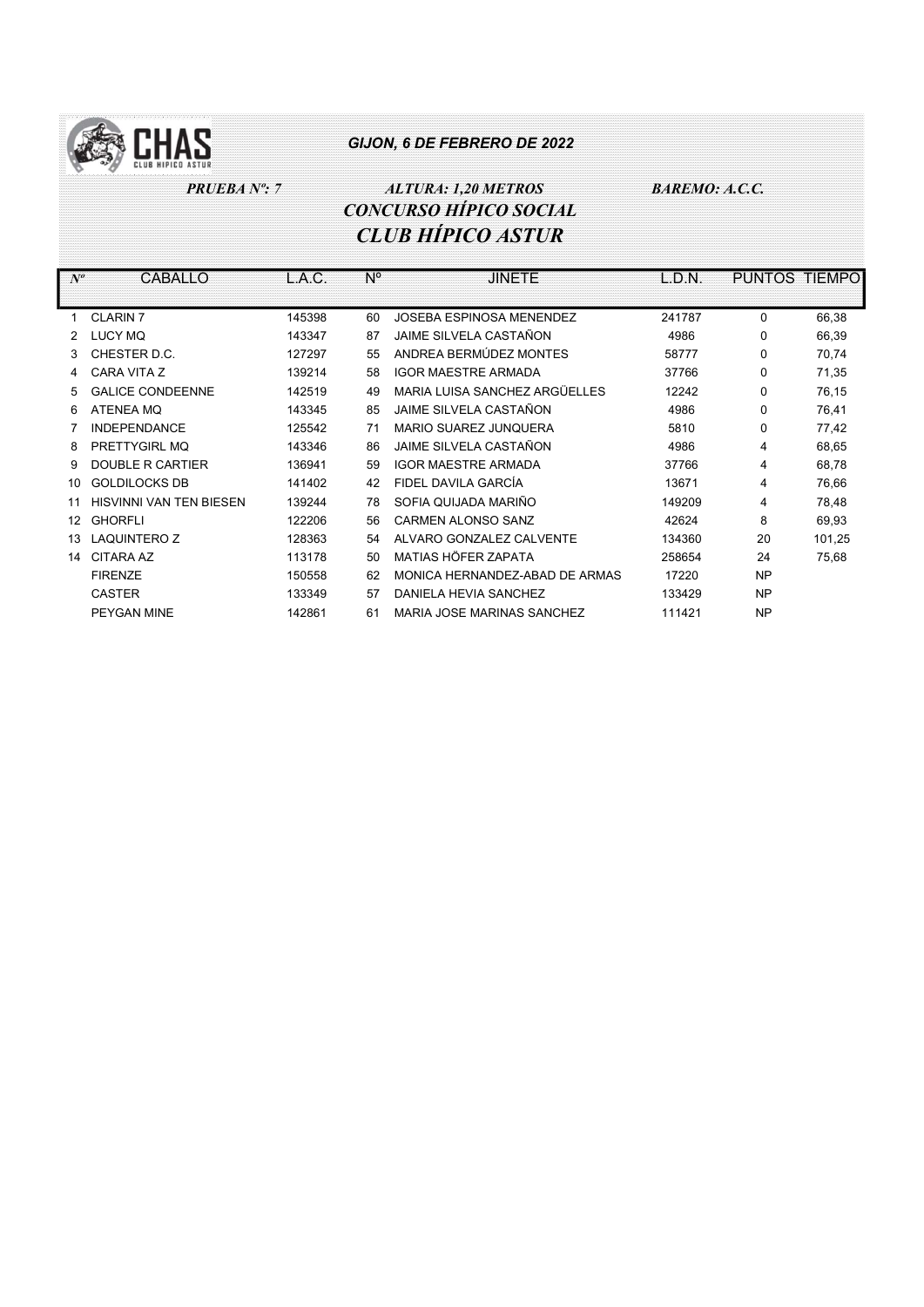CHAS CLUB HIPICO ASTUR

*GIJON, 6 DE FEBRERO DE 2022*

***PRUEBA Nº: 7*** ***ALTURA: 1,20 METROS*** ***BAREMO: A.C.C.***

## *CONCURSO HÍPICO SOCIAL*

## *CLUB HÍPICO ASTUR*

| Nº | CABALLO | L.A.C. | Nº | JINETE | L.D.N. | PUNTOS | TIEMPO |
|---|---|---|---|---|---|---|---|
| 1 | CLARIN 7 | 145398 | 60 | JOSEBA ESPINOSA MENENDEZ | 241787 | 0 | 66,38 |
| 2 | LUCY MQ | 143347 | 87 | JAIME SILVELA CASTAÑON | 4986 | 0 | 66,39 |
| 3 | CHESTER D.C. | 127297 | 55 | ANDREA BERMÚDEZ MONTES | 58777 | 0 | 70,74 |
| 4 | CARA VITA Z | 139214 | 58 | IGOR MAESTRE ARMADA | 37766 | 0 | 71,35 |
| 5 | GALICE CONDEENNE | 142519 | 49 | MARIA LUISA SANCHEZ ARGÜELLES | 12242 | 0 | 76,15 |
| 6 | ATENEA MQ | 143345 | 85 | JAIME SILVELA CASTAÑON | 4986 | 0 | 76,41 |
| 7 | INDEPENDANCE | 125542 | 71 | MARIO SUAREZ JUNQUERA | 5810 | 0 | 77,42 |
| 8 | PRETTYGIRL MQ | 143346 | 86 | JAIME SILVELA CASTAÑON | 4986 | 4 | 68,65 |
| 9 | DOUBLE R CARTIER | 136941 | 59 | IGOR MAESTRE ARMADA | 37766 | 4 | 68,78 |
| 10 | GOLDILOCKS DB | 141402 | 42 | FIDEL DAVILA GARCÍA | 13671 | 4 | 76,66 |
| 11 | HISVINNI VAN TEN BIESEN | 139244 | 78 | SOFIA QUIJADA MARIÑO | 149209 | 4 | 78,48 |
| 12 | GHORFLI | 122206 | 56 | CARMEN ALONSO SANZ | 42624 | 8 | 69,93 |
| 13 | LAQUINTERO Z | 128363 | 54 | ALVARO GONZALEZ CALVENTE | 134360 | 20 | 101,25 |
| 14 | CITARA AZ | 113178 | 50 | MATIAS HÖFER ZAPATA | 258654 | 24 | 75,68 |
| | FIRENZE | 150558 | 62 | MONICA HERNANDEZ-ABAD DE ARMAS | 17220 | NP | |
| | CASTER | 133349 | 57 | DANIELA HEVIA SANCHEZ | 133429 | NP | |
| | PEYGAN MINE | 142861 | 61 | MARIA JOSE MARINAS SANCHEZ | 111421 | NP | |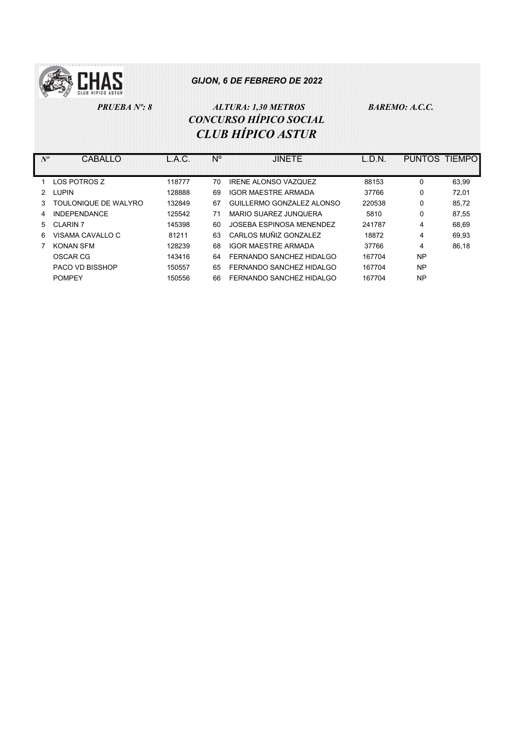*GIJON, 6 DE FEBRERO DE 2022*

*PRUEBA Nº: 8* *ALTURA: 1,30 METROS* *BAREMO: A.C.C.*

# *CONCURSO HÍPICO SOCIAL*
# *CLUB HÍPICO ASTUR*

| Nº | CABALLO | L.A.C. | Nº | JINETE | L.D.N. | PUNTOS | TIEMPO |
|---|---|---|---|---|---|---|---|
| 1 | LOS POTROS Z | 118777 | 70 | IRENE ALONSO VAZQUEZ | 88153 | 0 | 63,99 |
| 2 | LUPIN | 128888 | 69 | IGOR MAESTRE ARMADA | 37766 | 0 | 72,01 |
| 3 | TOULONIQUE DE WALYRO | 132849 | 67 | GUILLERMO GONZALEZ ALONSO | 220538 | 0 | 85,72 |
| 4 | INDEPENDANCE | 125542 | 71 | MARIO SUAREZ JUNQUERA | 5810 | 0 | 87,55 |
| 5 | CLARIN 7 | 145398 | 60 | JOSEBA ESPINOSA MENENDEZ | 241787 | 4 | 68,69 |
| 6 | VISAMA CAVALLO C | 81211 | 63 | CARLOS MUÑIZ GONZALEZ | 18872 | 4 | 69,93 |
| 7 | KONAN SFM | 128239 | 68 | IGOR MAESTRE ARMADA | 37766 | 4 | 86,18 |
| | OSCAR CG | 143416 | 64 | FERNANDO SANCHEZ HIDALGO | 167704 | NP | |
| | PACO VD BISSHOP | 150557 | 65 | FERNANDO SANCHEZ HIDALGO | 167704 | NP | |
| | POMPEY | 150556 | 66 | FERNANDO SANCHEZ HIDALGO | 167704 | NP | |